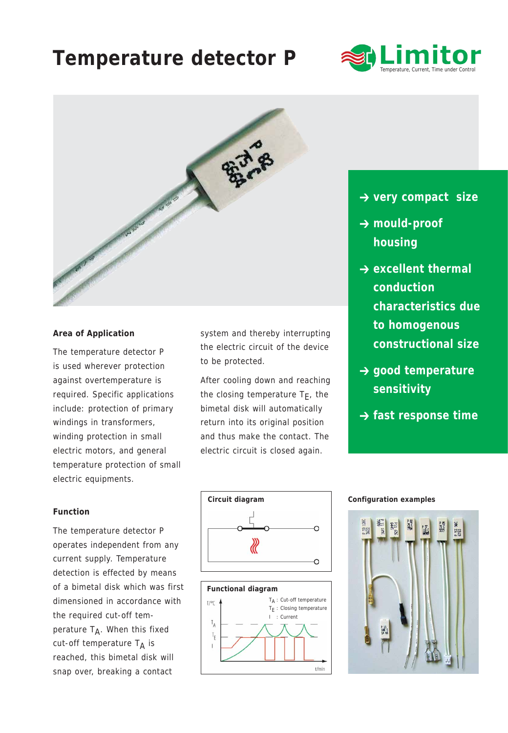# Temperature detector P

Limitor
Temperature, Current, Time under Control

- → very compact size
- → mould-proof housing
- → excellent thermal conduction characteristics due to homogenous constructional size
- → good temperature sensitivity
- → fast response time

## Area of Application

The temperature detector P is used wherever protection against overtemperature is required. Specific applications include: protection of primary windings in transformers, winding protection in small electric motors, and general temperature protection of small electric equipments.

## Function

The temperature detector P operates independent from any current supply. Temperature detection is effected by means of a bimetal disk which was first dimensioned in accordance with the required cut-off temperature $T_A$. When this fixed cut-off temperature $T_A$ is reached, this bimetal disk will snap over, breaking a contact system and thereby interrupting the electric circuit of the device to be protected.

After cooling down and reaching the closing temperature $T_E$, the bimetal disk will automatically return into its original position and thus make the contact. The electric circuit is closed again.

**Circuit diagram**

**Functional diagram**

$T_A$ : Cut-off temperature
$T_E$ : Closing temperature
I : Current

**Configuration examples**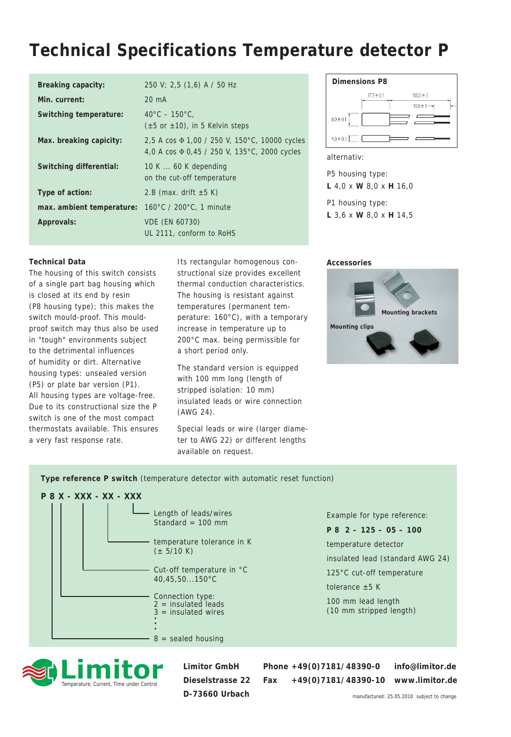# Technical Specifications Temperature detector P

| | |
|---|---|
| **Breaking capacity:** | 250 V; 2,5 (1,6) A / 50 Hz |
| **Min. current:** | 20 mA |
| **Switching temperature:** | 40°C – 150°C, (±5 or ±10), in 5 Kelvin steps |
| **Max. breaking capicity:** | 2,5 A cos Φ 1,00 / 250 V, 150°C, 10000 cycles<br>4,0 A cos Φ 0,45 / 250 V, 135°C, 2000 cycles |
| **Switching differential:** | 10 K ... 60 K depending on the cut-off temperature |
| **Type of action:** | 2.B (max. drift ±5 K) |
| **max. ambient temperature:** | 160°C / 200°C, 1 minute |
| **Approvals:** | VDE (EN 60730)<br>UL 2111, conform to RoHS |

**Dimensions P8**

17,5 ± 0,1
100,0 ± 3
10,0 ± 1
8,0 ± 0,1
4,0 + 0,3

alternativ:

P5 housing type:
**L** 4,0 x **W** 8,0 x **H** 16,0

P1 housing type:
**L** 3,6 x **W** 8,0 x **H** 14,5

**Technical Data**

The housing of this switch consists of a single part bag housing which is closed at its end by resin (P8 housing type); this makes the switch mould-proof. This mould-proof switch may thus also be used in "tough" environments subject to the detrimental influences of humidity or dirt. Alternative housing types: unsealed version (P5) or plate bar version (P1). All housing types are voltage-free. Due to its constructional size the P switch is one of the most compact thermostats available. This ensures a very fast response rate.

Its rectangular homogenous constructional size provides excellent thermal conduction characteristics. The housing is resistant against temperatures (permanent temperature: 160°C), with a temporary increase in temperature up to 200°C max. being permissible for a short period only.

The standard version is equipped with 100 mm long (length of stripped isolation: 10 mm) insulated leads or wire connection (AWG 24).

Special leads or wire (larger diameter to AWG 22) or different lengths available on request.

**Accessories**

Mounting brackets

Mounting clips

**Type reference P switch** (temperature detector with automatic reset function)

**P 8 X - XXX - XX - XXX**

- Length of leads/wires
  Standard = 100 mm
- temperature tolerance in K
  (± 5/10 K)
- Cut-off temperature in °C
  40,45,50...150°C
- Connection type:
  2 = insulated leads
  3 = insulated wires
- 8 = sealed housing

Example for type reference:

**P 8 2 – 125 – 05 – 100**

temperature detector
insulated lead (standard AWG 24)
125°C cut-off temperature
tolerance ±5 K
100 mm lead length
(10 mm stripped length)

Limitor
Temperature, Current, Time under Control

**Limitor GmbH**
**Dieselstrasse 22**
**D-73660 Urbach**

**Phone +49(0)7181/48390-0**
**Fax +49(0)7181/48390-10**

**info@limitor.de**
**www.limitor.de**

manufactured: 25.05.2010 subject to change